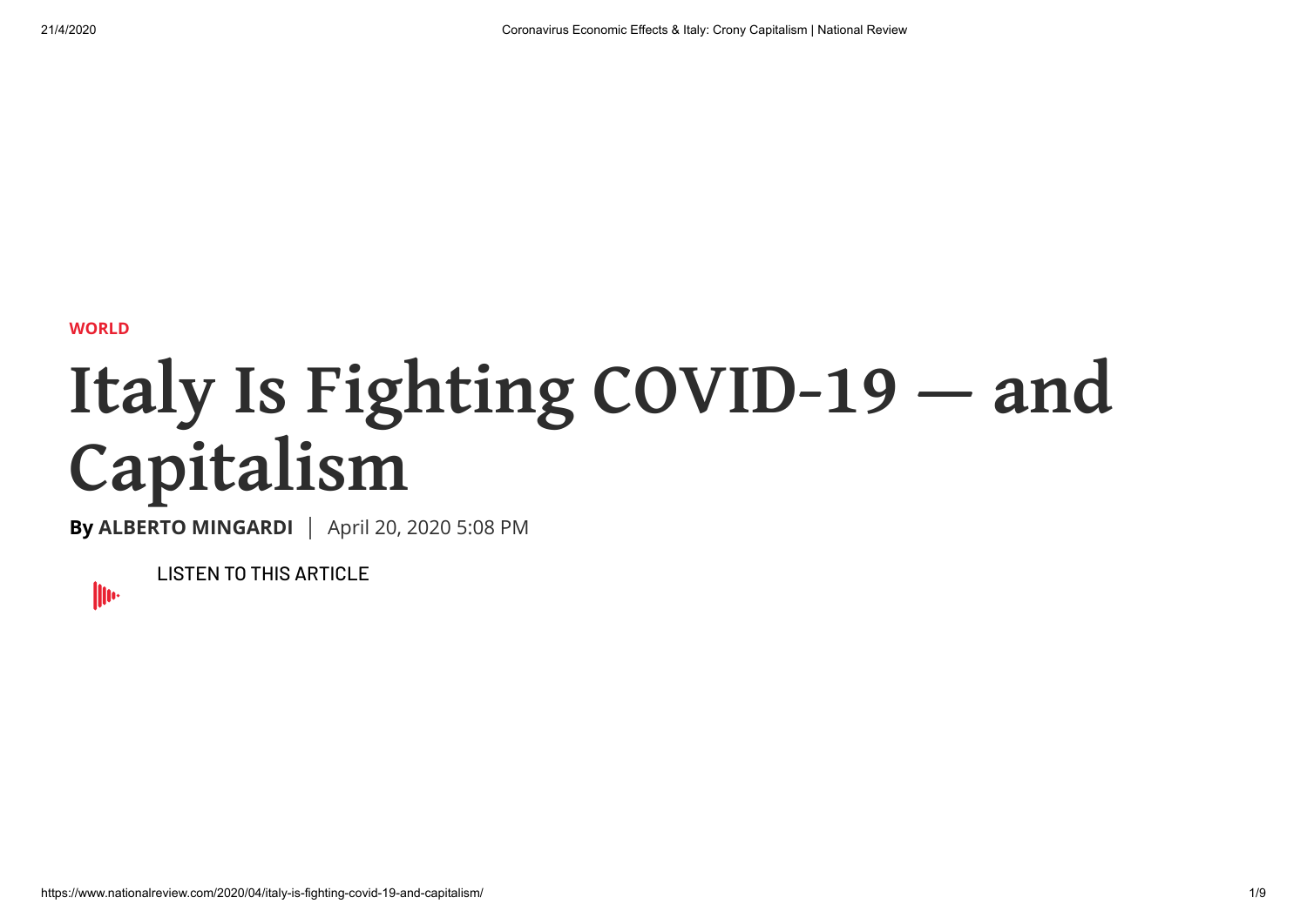WORLD

# Italy Is Fighting COVID-19 — and Capitalism

**By ALBERTO MINGARDI** | April 20, 2020 5:08 PM

LISTEN TO THIS ARTICLE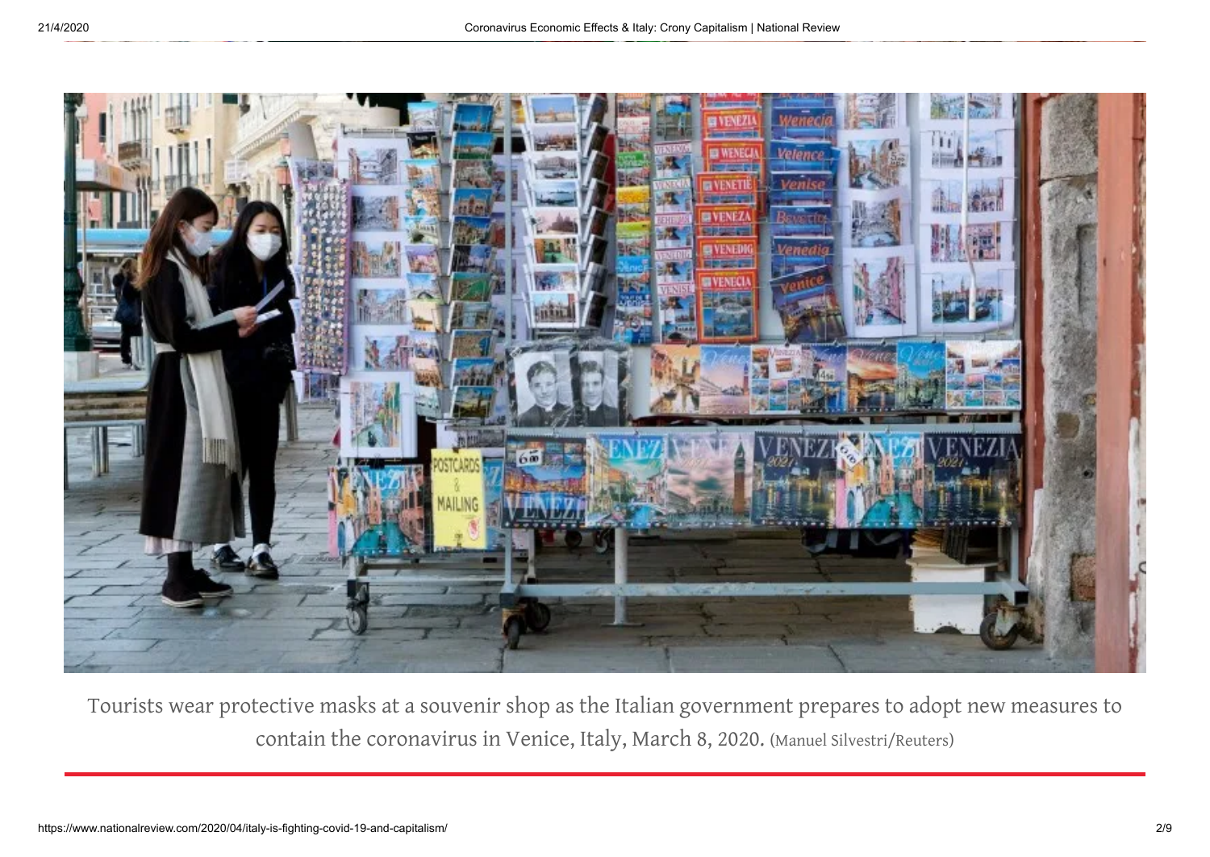Tourists wear protective masks at a souvenir shop as the Italian government prepares to adopt new measures to contain the coronavirus in Venice, Italy, March 8, 2020. (Manuel Silvestri/Reuters)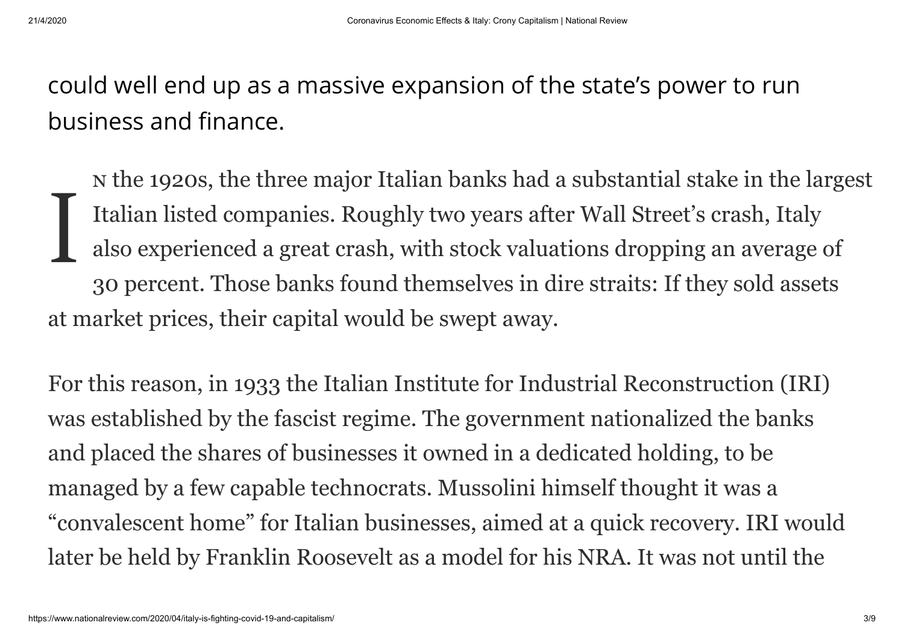could well end up as a massive expansion of the state's power to run business and finance.

In the 1920s, the three major Italian banks had a substantial stake in the largest Italian listed companies. Roughly two years after Wall Street's crash, Italy also experienced a great crash, with stock valuations dropping an average of 30 percent. Those banks found themselves in dire straits: If they sold assets at market prices, their capital would be swept away.

For this reason, in 1933 the Italian Institute for Industrial Reconstruction (IRI) was established by the fascist regime. The government nationalized the banks and placed the shares of businesses it owned in a dedicated holding, to be managed by a few capable technocrats. Mussolini himself thought it was a "convalescent home" for Italian businesses, aimed at a quick recovery. IRI would later be held by Franklin Roosevelt as a model for his NRA. It was not until the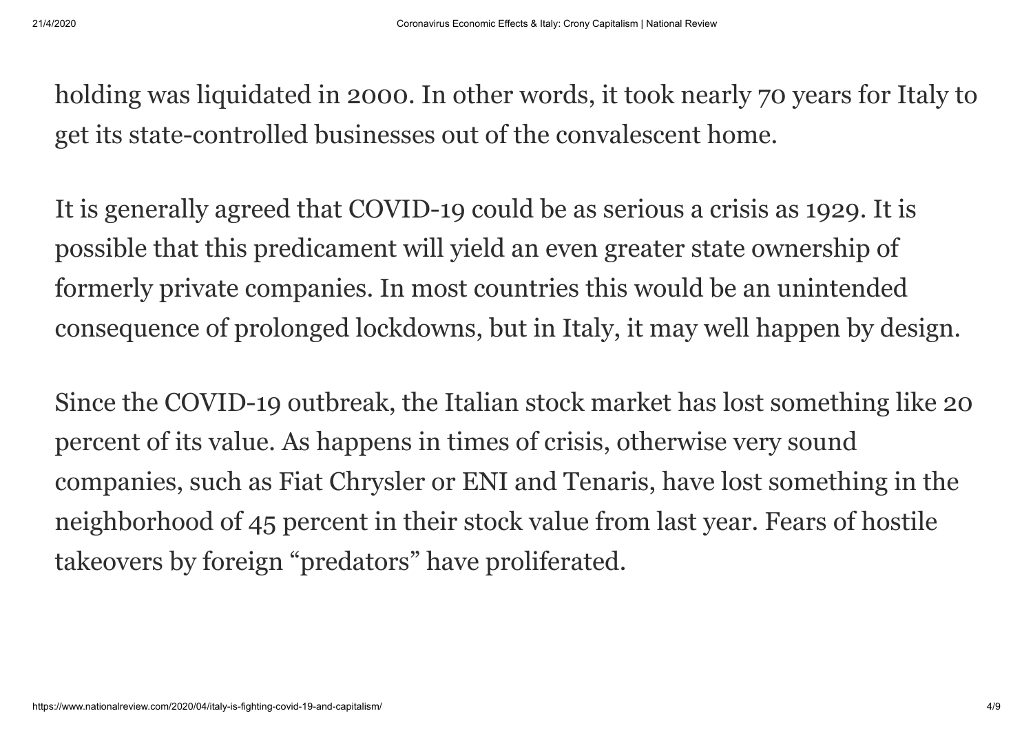holding was liquidated in 2000. In other words, it took nearly 70 years for Italy to get its state-controlled businesses out of the convalescent home.

It is generally agreed that COVID-19 could be as serious a crisis as 1929. It is possible that this predicament will yield an even greater state ownership of formerly private companies. In most countries this would be an unintended consequence of prolonged lockdowns, but in Italy, it may well happen by design.

Since the COVID-19 outbreak, the Italian stock market has lost something like 20 percent of its value. As happens in times of crisis, otherwise very sound companies, such as Fiat Chrysler or ENI and Tenaris, have lost something in the neighborhood of 45 percent in their stock value from last year. Fears of hostile takeovers by foreign "predators" have proliferated.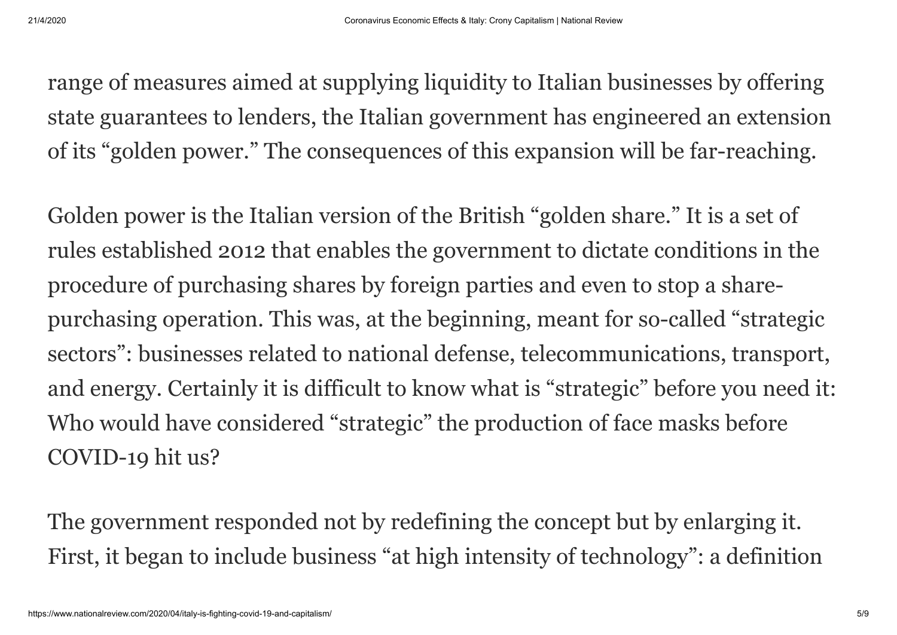range of measures aimed at supplying liquidity to Italian businesses by offering state guarantees to lenders, the Italian government has engineered an extension of its "golden power." The consequences of this expansion will be far-reaching.

Golden power is the Italian version of the British "golden share." It is a set of rules established 2012 that enables the government to dictate conditions in the procedure of purchasing shares by foreign parties and even to stop a share-purchasing operation. This was, at the beginning, meant for so-called "strategic sectors": businesses related to national defense, telecommunications, transport, and energy. Certainly it is difficult to know what is "strategic" before you need it: Who would have considered "strategic" the production of face masks before COVID-19 hit us?

The government responded not by redefining the concept but by enlarging it. First, it began to include business "at high intensity of technology": a definition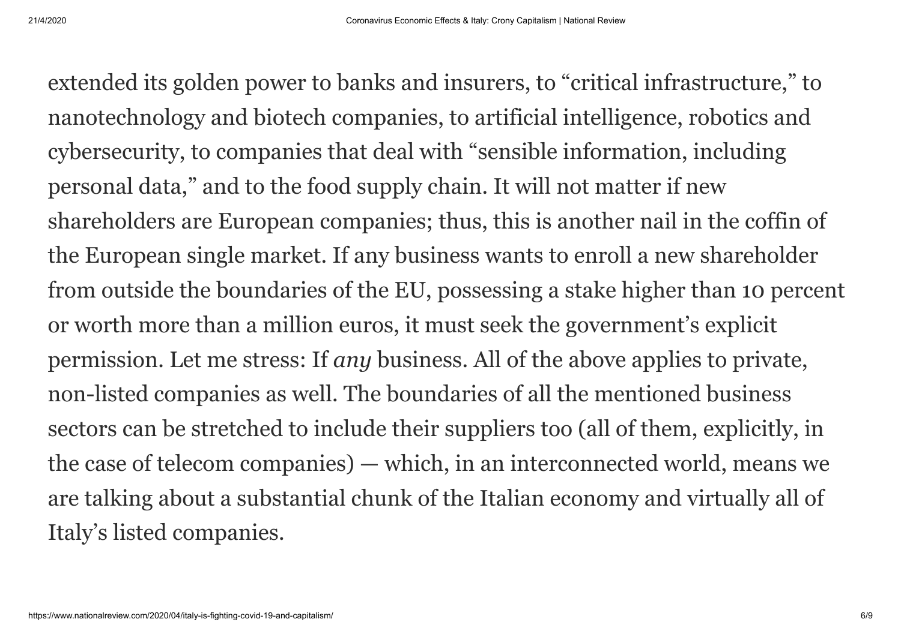extended its golden power to banks and insurers, to "critical infrastructure," to nanotechnology and biotech companies, to artificial intelligence, robotics and cybersecurity, to companies that deal with "sensible information, including personal data," and to the food supply chain. It will not matter if new shareholders are European companies; thus, this is another nail in the coffin of the European single market. If any business wants to enroll a new shareholder from outside the boundaries of the EU, possessing a stake higher than 10 percent or worth more than a million euros, it must seek the government's explicit permission. Let me stress: If *any* business. All of the above applies to private, non-listed companies as well. The boundaries of all the mentioned business sectors can be stretched to include their suppliers too (all of them, explicitly, in the case of telecom companies) — which, in an interconnected world, means we are talking about a substantial chunk of the Italian economy and virtually all of Italy's listed companies.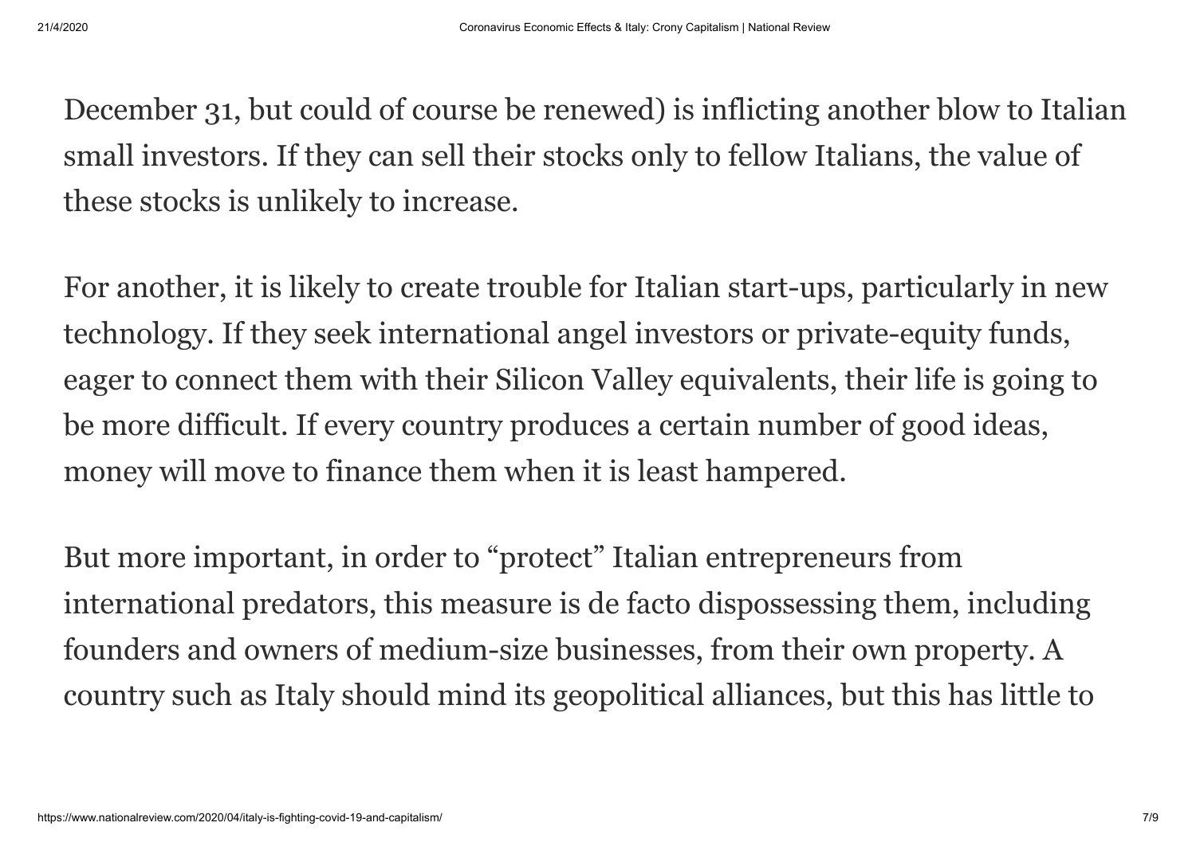December 31, but could of course be renewed) is inflicting another blow to Italian small investors. If they can sell their stocks only to fellow Italians, the value of these stocks is unlikely to increase.

For another, it is likely to create trouble for Italian start-ups, particularly in new technology. If they seek international angel investors or private-equity funds, eager to connect them with their Silicon Valley equivalents, their life is going to be more difficult. If every country produces a certain number of good ideas, money will move to finance them when it is least hampered.

But more important, in order to "protect" Italian entrepreneurs from international predators, this measure is de facto dispossessing them, including founders and owners of medium-size businesses, from their own property. A country such as Italy should mind its geopolitical alliances, but this has little to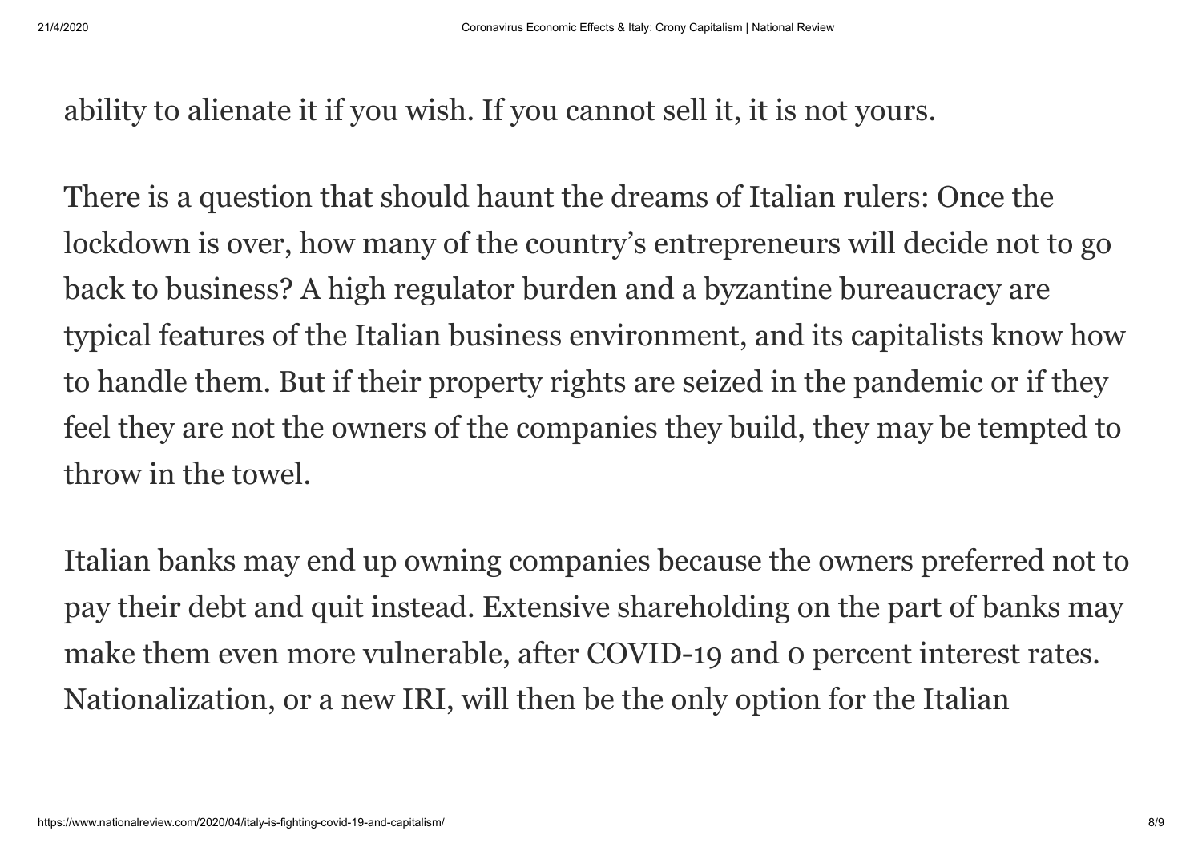ability to alienate it if you wish. If you cannot sell it, it is not yours.

There is a question that should haunt the dreams of Italian rulers: Once the lockdown is over, how many of the country's entrepreneurs will decide not to go back to business? A high regulator burden and a byzantine bureaucracy are typical features of the Italian business environment, and its capitalists know how to handle them. But if their property rights are seized in the pandemic or if they feel they are not the owners of the companies they build, they may be tempted to throw in the towel.

Italian banks may end up owning companies because the owners preferred not to pay their debt and quit instead. Extensive shareholding on the part of banks may make them even more vulnerable, after COVID-19 and 0 percent interest rates. Nationalization, or a new IRI, will then be the only option for the Italian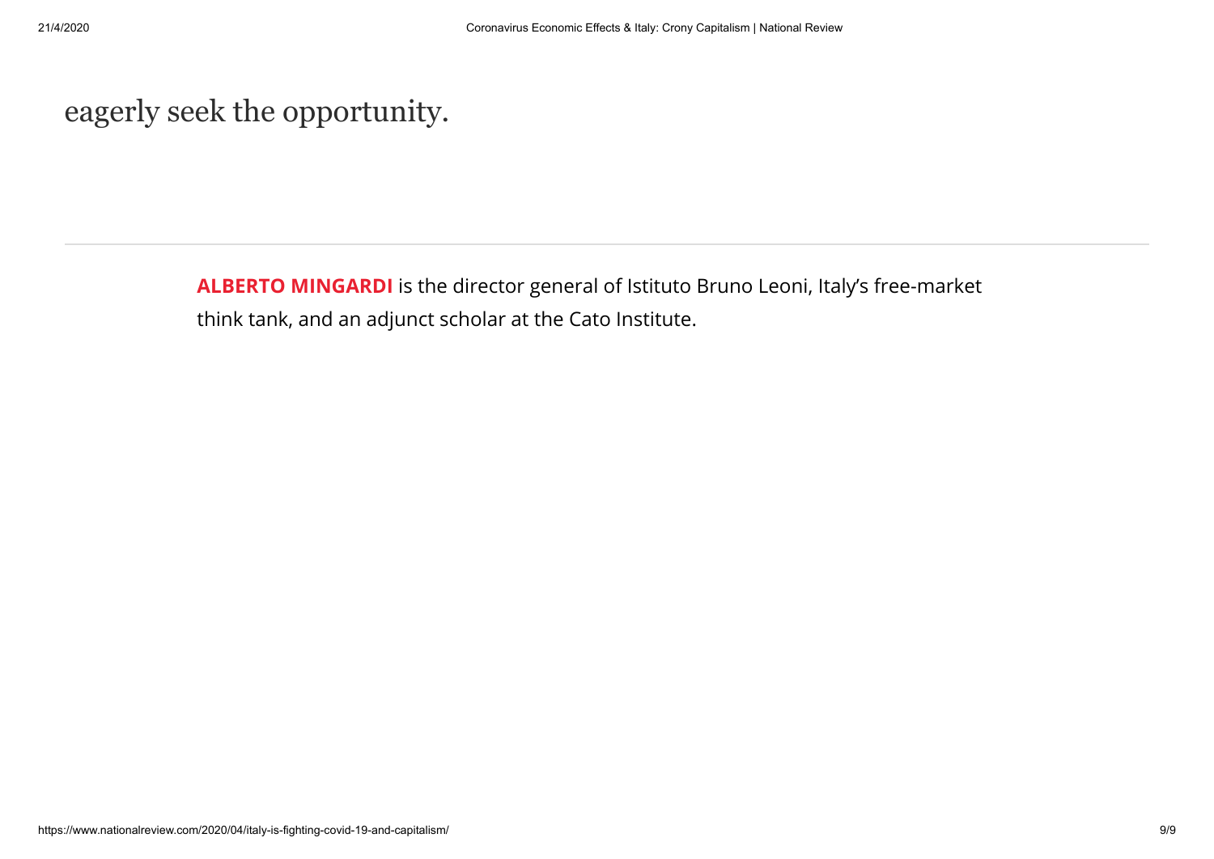eagerly seek the opportunity.

---

**ALBERTO MINGARDI** is the director general of Istituto Bruno Leoni, Italy's free-market think tank, and an adjunct scholar at the Cato Institute.